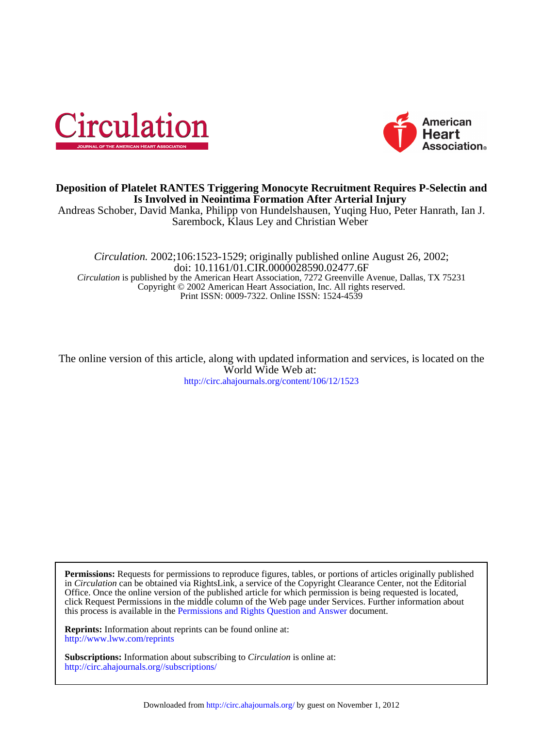# Deposition of Platelet RANTES Triggering Monocyte Recruitment Requires P-Selectin and Is Involved in Neointima Formation After Arterial Injury

Andreas Schober, David Manka, Philipp von Hundelshausen, Yuqing Huo, Peter Hanrath, Ian J. Sarembock, Klaus Ley and Christian Weber

*Circulation.* 2002;106:1523-1529; originally published online August 26, 2002;
doi: 10.1161/01.CIR.0000028590.02477.6F
*Circulation* is published by the American Heart Association, 7272 Greenville Avenue, Dallas, TX 75231
Copyright © 2002 American Heart Association, Inc. All rights reserved.
Print ISSN: 0009-7322. Online ISSN: 1524-4539

The online version of this article, along with updated information and services, is located on the World Wide Web at:
http://circ.ahajournals.org/content/106/12/1523

**Permissions:** Requests for permissions to reproduce figures, tables, or portions of articles originally published in *Circulation* can be obtained via RightsLink, a service of the Copyright Clearance Center, not the Editorial Office. Once the online version of the published article for which permission is being requested is located, click Request Permissions in the middle column of the Web page under Services. Further information about this process is available in the Permissions and Rights Question and Answer document.

**Reprints:** Information about reprints can be found online at:
http://www.lww.com/reprints

**Subscriptions:** Information about subscribing to *Circulation* is online at:
http://circ.ahajournals.org//subscriptions/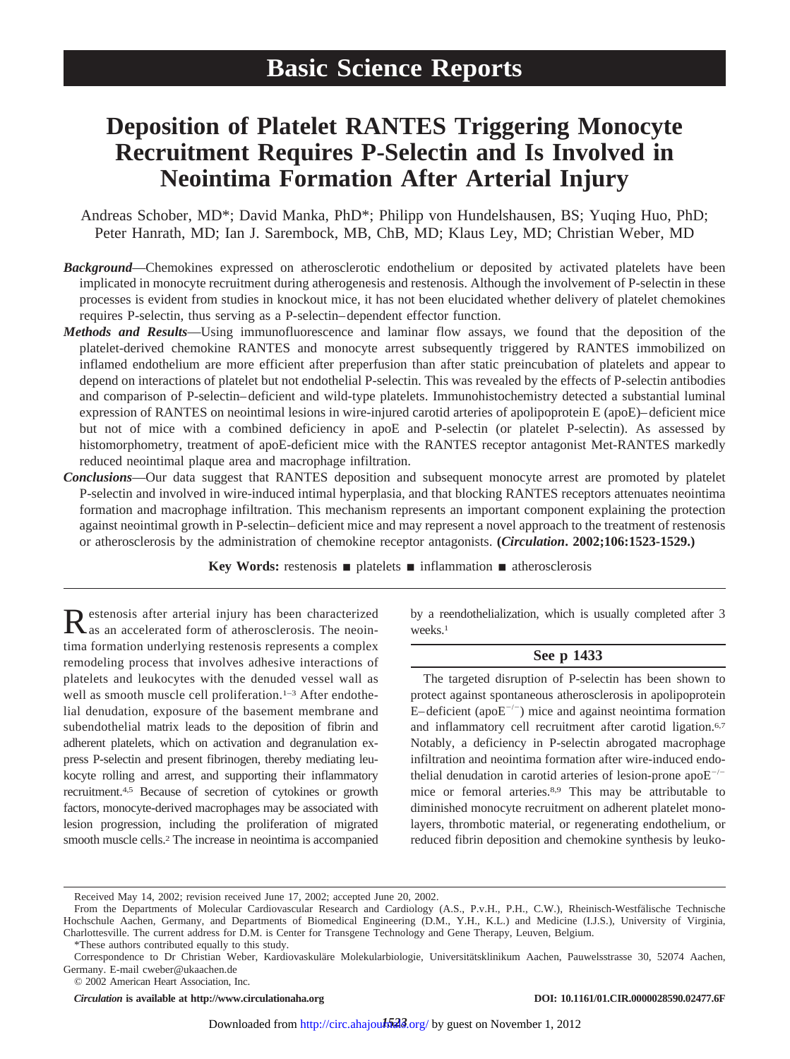# Basic Science Reports

# Deposition of Platelet RANTES Triggering Monocyte Recruitment Requires P-Selectin and Is Involved in Neointima Formation After Arterial Injury

Andreas Schober, MD*; David Manka, PhD*; Philipp von Hundelshausen, BS; Yuqing Huo, PhD; Peter Hanrath, MD; Ian J. Sarembock, MB, ChB, MD; Klaus Ley, MD; Christian Weber, MD

***Background*****—**Chemokines expressed on atherosclerotic endothelium or deposited by activated platelets have been implicated in monocyte recruitment during atherogenesis and restenosis. Although the involvement of P-selectin in these processes is evident from studies in knockout mice, it has not been elucidated whether delivery of platelet chemokines requires P-selectin, thus serving as a P-selectin–dependent effector function.

***Methods and Results*****—**Using immunofluorescence and laminar flow assays, we found that the deposition of the platelet-derived chemokine RANTES and monocyte arrest subsequently triggered by RANTES immobilized on inflamed endothelium are more efficient after preperfusion than after static preincubation of platelets and appear to depend on interactions of platelet but not endothelial P-selectin. This was revealed by the effects of P-selectin antibodies and comparison of P-selectin–deficient and wild-type platelets. Immunohistochemistry detected a substantial luminal expression of RANTES on neointimal lesions in wire-injured carotid arteries of apolipoprotein E (apoE)–deficient mice but not of mice with a combined deficiency in apoE and P-selectin (or platelet P-selectin). As assessed by histomorphometry, treatment of apoE-deficient mice with the RANTES receptor antagonist Met-RANTES markedly reduced neointimal plaque area and macrophage infiltration.

***Conclusions*****—**Our data suggest that RANTES deposition and subsequent monocyte arrest are promoted by platelet P-selectin and involved in wire-induced intimal hyperplasia, and that blocking RANTES receptors attenuates neointima formation and macrophage infiltration. This mechanism represents an important component explaining the protection against neointimal growth in P-selectin–deficient mice and may represent a novel approach to the treatment of restenosis or atherosclerosis by the administration of chemokine receptor antagonists. **(*Circulation*. 2002;106:1523-1529.)**

**Key Words:** restenosis ■ platelets ■ inflammation ■ atherosclerosis

Restenosis after arterial injury has been characterized as an accelerated form of atherosclerosis. The neointima formation underlying restenosis represents a complex remodeling process that involves adhesive interactions of platelets and leukocytes with the denuded vessel wall as well as smooth muscle cell proliferation.[1–3] After endothelial denudation, exposure of the basement membrane and subendothelial matrix leads to the deposition of fibrin and adherent platelets, which on activation and degranulation express P-selectin and present fibrinogen, thereby mediating leukocyte rolling and arrest, and supporting their inflammatory recruitment.[4,5] Because of secretion of cytokines or growth factors, monocyte-derived macrophages may be associated with lesion progression, including the proliferation of migrated smooth muscle cells.[2] The increase in neointima is accompanied by a reendothelialization, which is usually completed after 3 weeks.[1]

**See p 1433**

The targeted disruption of P-selectin has been shown to protect against spontaneous atherosclerosis in apolipoprotein E–deficient (apo$E^{-/-}$) mice and against neointima formation and inflammatory cell recruitment after carotid ligation.[6,7] Notably, a deficiency in P-selectin abrogated macrophage infiltration and neointima formation after wire-induced endothelial denudation in carotid arteries of lesion-prone apo$E^{-/-}$ mice or femoral arteries.[8,9] This may be attributable to diminished monocyte recruitment on adherent platelet monolayers, thrombotic material, or regenerating endothelium, or reduced fibrin deposition and chemokine synthesis by leuko-

Received May 14, 2002; revision received June 17, 2002; accepted June 20, 2002.

From the Departments of Molecular Cardiovascular Research and Cardiology (A.S., P.v.H., P.H., C.W.), Rheinisch-Westfälische Technische Hochschule Aachen, Germany, and Departments of Biomedical Engineering (D.M., Y.H., K.L.) and Medicine (I.J.S.), University of Virginia, Charlottesville. The current address for D.M. is Center for Transgene Technology and Gene Therapy, Leuven, Belgium.

*These authors contributed equally to this study.

Correspondence to Dr Christian Weber, Kardiovaskuläre Molekularbiologie, Universitätsklinikum Aachen, Pauwelsstrasse 30, 52074 Aachen, Germany. E-mail cweber@ukaachen.de

© 2002 American Heart Association, Inc.

*Circulation* **is available at http://www.circulationaha.org** **DOI: 10.1161/01.CIR.0000028590.02477.6F**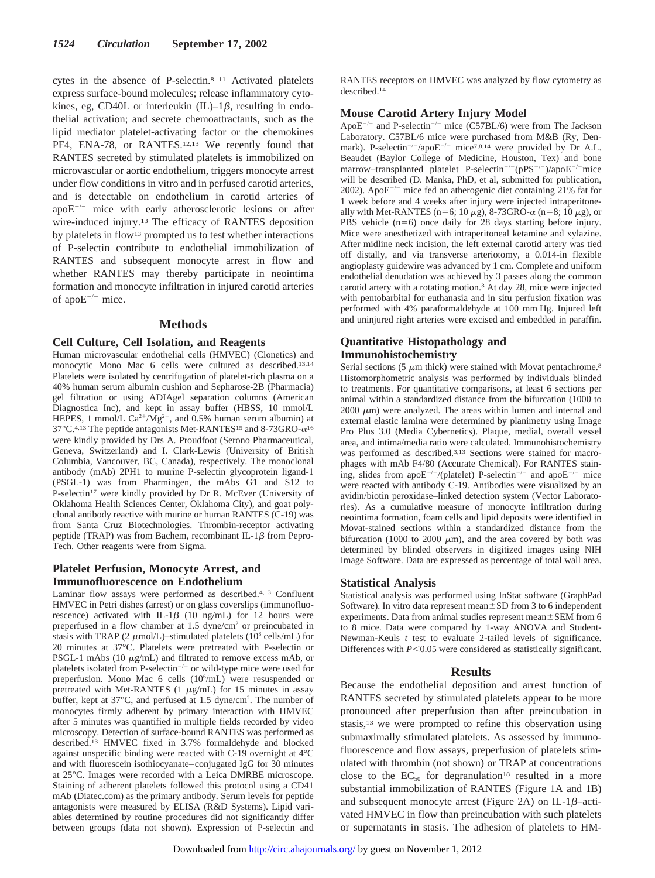cytes in the absence of P-selectin.[8–11] Activated platelets express surface-bound molecules; release inflammatory cytokines, eg, CD40L or interleukin (IL)–1$\beta$, resulting in endothelial activation; and secrete chemoattractants, such as the lipid mediator platelet-activating factor or the chemokines PF4, ENA-78, or RANTES.[12,13] We recently found that RANTES secreted by stimulated platelets is immobilized on microvascular or aortic endothelium, triggers monocyte arrest under flow conditions in vitro and in perfused carotid arteries, and is detectable on endothelium in carotid arteries of apo$E^{-/-}$ mice with early atherosclerotic lesions or after wire-induced injury.[13] The efficacy of RANTES deposition by platelets in flow[13] prompted us to test whether interactions of P-selectin contribute to endothelial immobilization of RANTES and subsequent monocyte arrest in flow and whether RANTES may thereby participate in neointima formation and monocyte infiltration in injured carotid arteries of apo$E^{-/-}$ mice.

## Methods

### Cell Culture, Cell Isolation, and Reagents

Human microvascular endothelial cells (HMVEC) (Clonetics) and monocytic Mono Mac 6 cells were cultured as described.[13,14] Platelets were isolated by centrifugation of platelet-rich plasma on a 40% human serum albumin cushion and Sepharose-2B (Pharmacia) gel filtration or using ADIAgel separation columns (American Diagnostica Inc), and kept in assay buffer (HBSS, 10 mmol/L HEPES, 1 mmol/L $Ca^{2+}/Mg^{2+}$, and 0.5% human serum albumin) at 37°C.[4,13] The peptide antagonists Met-RANTES[15] and 8-73GRO-$\alpha$[16] were kindly provided by Drs A. Proudfoot (Serono Pharmaceutical, Geneva, Switzerland) and I. Clark-Lewis (University of British Columbia, Vancouver, BC, Canada), respectively. The monoclonal antibody (mAb) 2PH1 to murine P-selectin glycoprotein ligand-1 (PSGL-1) was from Pharmingen, the mAbs G1 and S12 to P-selectin[17] were kindly provided by Dr R. McEver (University of Oklahoma Health Sciences Center, Oklahoma City), and goat polyclonal antibody reactive with murine or human RANTES (C-19) was from Santa Cruz Biotechnologies. Thrombin-receptor activating peptide (TRAP) was from Bachem, recombinant IL-1$\beta$ from PeproTech. Other reagents were from Sigma.

### Platelet Perfusion, Monocyte Arrest, and Immunofluorescence on Endothelium

Laminar flow assays were performed as described.[4,13] Confluent HMVEC in Petri dishes (arrest) or on glass coverslips (immunofluorescence) activated with IL-1$\beta$ (10 ng/mL) for 12 hours were preperfused in a flow chamber at 1.5 dyne/$cm^2$ or preincubated in stasis with TRAP (2 $\mu$mol/L)–stimulated platelets ($10^8$ cells/mL) for 20 minutes at 37°C. Platelets were pretreated with P-selectin or PSGL-1 mAbs (10 $\mu$g/mL) and filtrated to remove excess mAb, or platelets isolated from P-selectin$^{-/-}$ or wild-type mice were used for preperfusion. Mono Mac 6 cells ($10^6$/mL) were resuspended or pretreated with Met-RANTES (1 $\mu$g/mL) for 15 minutes in assay buffer, kept at 37°C, and perfused at 1.5 dyne/$cm^2$. The number of monocytes firmly adherent by primary interaction with HMVEC after 5 minutes was quantified in multiple fields recorded by video microscopy. Detection of surface-bound RANTES was performed as described.[13] HMVEC fixed in 3.7% formaldehyde and blocked against unspecific binding were reacted with C-19 overnight at 4°C and with fluorescein isothiocyanate–conjugated IgG for 30 minutes at 25°C. Images were recorded with a Leica DMRBE microscope. Staining of adherent platelets followed this protocol using a CD41 mAb (Diatec.com) as the primary antibody. Serum levels for peptide antagonists were measured by ELISA (R&D Systems). Lipid variables determined by routine procedures did not significantly differ between groups (data not shown). Expression of P-selectin and RANTES receptors on HMVEC was analyzed by flow cytometry as described.[14]

### Mouse Carotid Artery Injury Model

Apo$E^{-/-}$ and P-selectin$^{-/-}$ mice (C57BL/6) were from The Jackson Laboratory. C57BL/6 mice were purchased from M&B (Ry, Denmark). P-selectin$^{-/-}$/apo$E^{-/-}$ mice[7,8,14] were provided by Dr A.L. Beaudet (Baylor College of Medicine, Houston, Tex) and bone marrow–transplanted platelet P-selectin$^{-/-}$(pPS$^{-/-}$)/apo$E^{-/-}$mice will be described (D. Manka, PhD, et al, submitted for publication, 2002). Apo$E^{-/-}$ mice fed an atherogenic diet containing 21% fat for 1 week before and 4 weeks after injury were injected intraperitoneally with Met-RANTES (n=6; 10 $\mu$g), 8-73GRO-$\alpha$ (n=8; 10 $\mu$g), or PBS vehicle (n=6) once daily for 28 days starting before injury. Mice were anesthetized with intraperitoneal ketamine and xylazine. After midline neck incision, the left external carotid artery was tied off distally, and via transverse arteriotomy, a 0.014-in flexible angioplasty guidewire was advanced by 1 cm. Complete and uniform endothelial denudation was achieved by 3 passes along the common carotid artery with a rotating motion.[3] At day 28, mice were injected with pentobarbital for euthanasia and in situ perfusion fixation was performed with 4% paraformaldehyde at 100 mm Hg. Injured left and uninjured right arteries were excised and embedded in paraffin.

### Quantitative Histopathology and Immunohistochemistry

Serial sections (5 $\mu$m thick) were stained with Movat pentachrome.[8] Histomorphometric analysis was performed by individuals blinded to treatments. For quantitative comparisons, at least 6 sections per animal within a standardized distance from the bifurcation (1000 to 2000 $\mu$m) were analyzed. The areas within lumen and internal and external elastic lamina were determined by planimetry using Image Pro Plus 3.0 (Media Cybernetics). Plaque, medial, overall vessel area, and intima/media ratio were calculated. Immunohistochemistry was performed as described.[3,13] Sections were stained for macrophages with mAb F4/80 (Accurate Chemical). For RANTES staining, slides from apo$E^{-/-}$/(platelet) P-selectin$^{-/-}$ and apo$E^{-/-}$ mice were reacted with antibody C-19. Antibodies were visualized by an avidin/biotin peroxidase–linked detection system (Vector Laboratories). As a cumulative measure of monocyte infiltration during neointima formation, foam cells and lipid deposits were identified in Movat-stained sections within a standardized distance from the bifurcation (1000 to 2000 $\mu$m), and the area covered by both was determined by blinded observers in digitized images using NIH Image Software. Data are expressed as percentage of total wall area.

### Statistical Analysis

Statistical analysis was performed using InStat software (GraphPad Software). In vitro data represent mean±SD from 3 to 6 independent experiments. Data from animal studies represent mean±SEM from 6 to 8 mice. Data were compared by 1-way ANOVA and Student-Newman-Keuls $t$ test to evaluate 2-tailed levels of significance. Differences with $P<0.05$ were considered as statistically significant.

## Results

Because the endothelial deposition and arrest function of RANTES secreted by stimulated platelets appear to be more pronounced after preperfusion than after preincubation in stasis,[13] we were prompted to refine this observation using submaximally stimulated platelets. As assessed by immunofluorescence and flow assays, preperfusion of platelets stimulated with thrombin (not shown) or TRAP at concentrations close to the $EC_{50}$ for degranulation[18] resulted in a more substantial immobilization of RANTES (Figure 1A and 1B) and subsequent monocyte arrest (Figure 2A) on IL-1$\beta$–activated HMVEC in flow than preincubation with such platelets or supernatants in stasis. The adhesion of platelets to HM-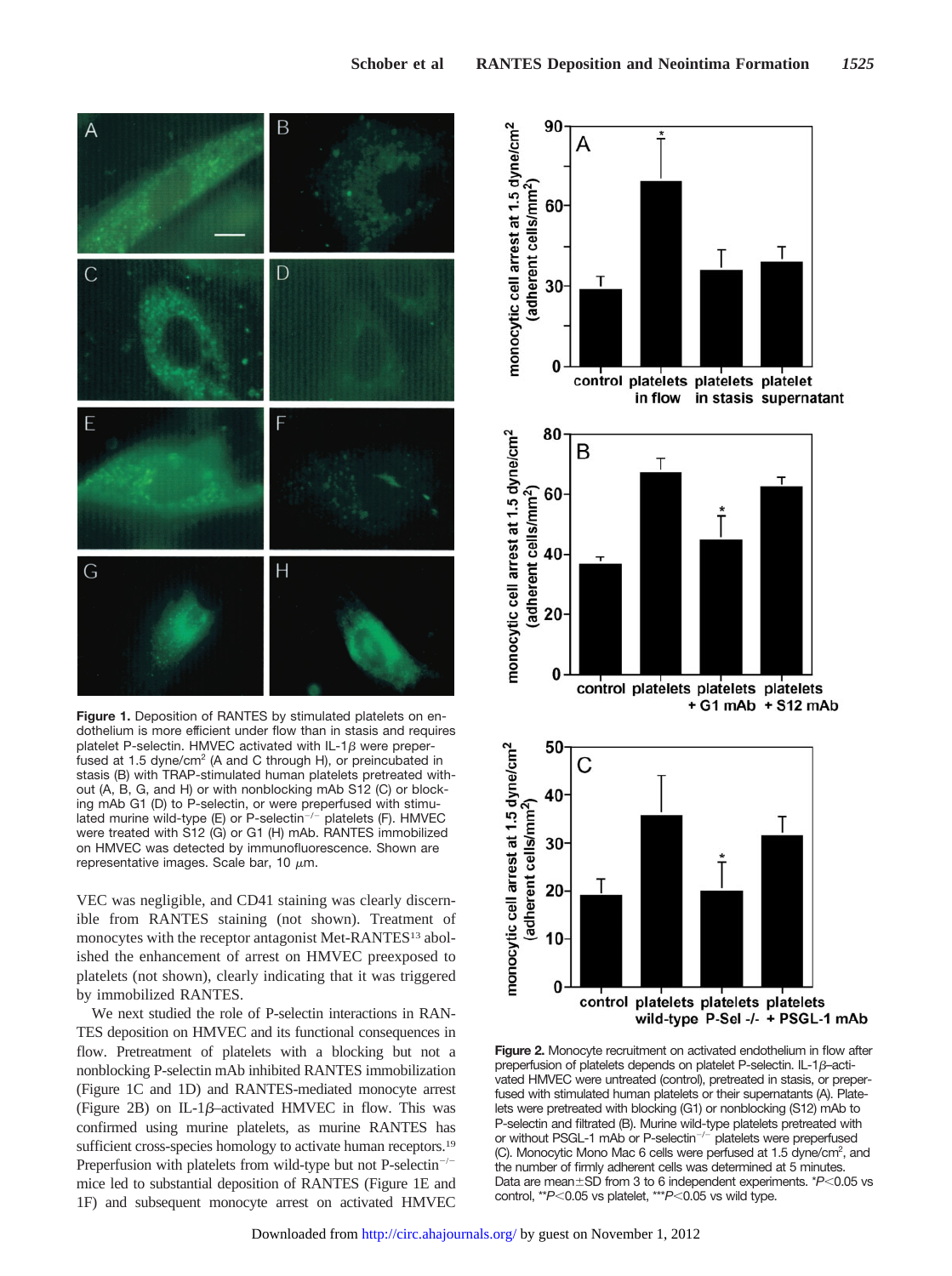**Figure 1.** Deposition of RANTES by stimulated platelets on endothelium is more efficient under flow than in stasis and requires platelet P-selectin. HMVEC activated with IL-1$\beta$ were preperfused at 1.5 dyne/cm$^2$ (A and C through H), or preincubated in stasis (B) with TRAP-stimulated human platelets pretreated without (A, B, G, and H) or with nonblocking mAb S12 (C) or blocking mAb G1 (D) to P-selectin, or were preperfused with stimulated murine wild-type (E) or P-selectin$^{-/-}$ platelets (F). HMVEC were treated with S12 (G) or G1 (H) mAb. RANTES immobilized on HMVEC was detected by immunofluorescence. Shown are representative images. Scale bar, 10 $\mu$m.

VEC was negligible, and CD41 staining was clearly discernible from RANTES staining (not shown). Treatment of monocytes with the receptor antagonist Met-RANTES[13] abolished the enhancement of arrest on HMVEC preexposed to platelets (not shown), clearly indicating that it was triggered by immobilized RANTES.

We next studied the role of P-selectin interactions in RANTES deposition on HMVEC and its functional consequences in flow. Pretreatment of platelets with a blocking but not a nonblocking P-selectin mAb inhibited RANTES immobilization (Figure 1C and 1D) and RANTES-mediated monocyte arrest (Figure 2B) on IL-1$\beta$–activated HMVEC in flow. This was confirmed using murine platelets, as murine RANTES has sufficient cross-species homology to activate human receptors.[19] Preperfusion with platelets from wild-type but not P-selectin$^{-/-}$ mice led to substantial deposition of RANTES (Figure 1E and 1F) and subsequent monocyte arrest on activated HMVEC

**Figure 2.** Monocyte recruitment on activated endothelium in flow after preperfusion of platelets depends on platelet P-selectin. IL-1$\beta$–activated HMVEC were untreated (control), pretreated in stasis, or preperfused with stimulated human platelets or their supernatants (A). Platelets were pretreated with blocking (G1) or nonblocking (S12) mAb to P-selectin and filtrated (B). Murine wild-type platelets pretreated with or without PSGL-1 mAb or P-selectin$^{-/-}$ platelets were preperfused (C). Monocytic Mono Mac 6 cells were perfused at 1.5 dyne/cm$^2$, and the number of firmly adherent cells was determined at 5 minutes. Data are mean±SD from 3 to 6 independent experiments. *$P<0.05$ vs control, **$P<0.05$ vs platelet, ***$P<0.05$ vs wild type.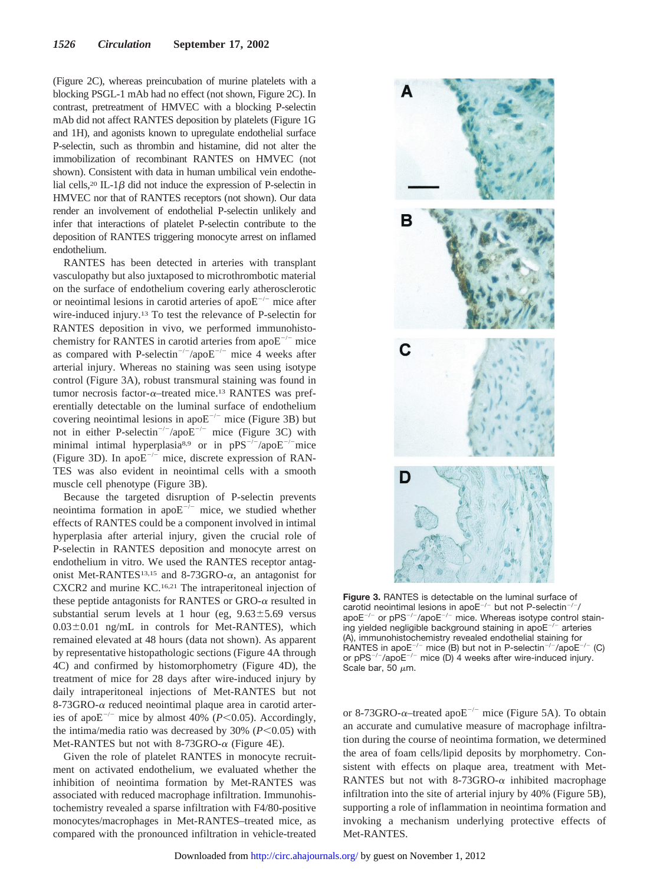(Figure 2C), whereas preincubation of murine platelets with a blocking PSGL-1 mAb had no effect (not shown, Figure 2C). In contrast, pretreatment of HMVEC with a blocking P-selectin mAb did not affect RANTES deposition by platelets (Figure 1G and 1H), and agonists known to upregulate endothelial surface P-selectin, such as thrombin and histamine, did not alter the immobilization of recombinant RANTES on HMVEC (not shown). Consistent with data in human umbilical vein endothelial cells,[20] IL-1$\beta$ did not induce the expression of P-selectin in HMVEC nor that of RANTES receptors (not shown). Our data render an involvement of endothelial P-selectin unlikely and infer that interactions of platelet P-selectin contribute to the deposition of RANTES triggering monocyte arrest on inflamed endothelium.

RANTES has been detected in arteries with transplant vasculopathy but also juxtaposed to microthrombotic material on the surface of endothelium covering early atherosclerotic or neointimal lesions in carotid arteries of apoE$^{-/-}$ mice after wire-induced injury.[13] To test the relevance of P-selectin for RANTES deposition in vivo, we performed immunohistochemistry for RANTES in carotid arteries from apoE$^{-/-}$ mice as compared with P-selectin$^{-/-}$/apoE$^{-/-}$ mice 4 weeks after arterial injury. Whereas no staining was seen using isotype control (Figure 3A), robust transmural staining was found in tumor necrosis factor-$\alpha$–treated mice.[13] RANTES was preferentially detectable on the luminal surface of endothelium covering neointimal lesions in apoE$^{-/-}$ mice (Figure 3B) but not in either P-selectin$^{-/-}$/apoE$^{-/-}$ mice (Figure 3C) with minimal intimal hyperplasia[8,9] or in pPS$^{-/-}$/apoE$^{-/-}$ mice (Figure 3D). In apoE$^{-/-}$ mice, discrete expression of RANTES was also evident in neointimal cells with a smooth muscle cell phenotype (Figure 3B).

Because the targeted disruption of P-selectin prevents neointima formation in apoE$^{-/-}$ mice, we studied whether effects of RANTES could be a component involved in intimal hyperplasia after arterial injury, given the crucial role of P-selectin in RANTES deposition and monocyte arrest on endothelium in vitro. We used the RANTES receptor antagonist Met-RANTES[13,15] and 8-73GRO-$\alpha$, an antagonist for CXCR2 and murine KC.[16,21] The intraperitoneal injection of these peptide antagonists for RANTES or GRO-$\alpha$ resulted in substantial serum levels at 1 hour (eg, $9.63 \pm 5.69$ versus $0.03 \pm 0.01$ ng/mL in controls for Met-RANTES), which remained elevated at 48 hours (data not shown). As apparent by representative histopathologic sections (Figure 4A through 4C) and confirmed by histomorphometry (Figure 4D), the treatment of mice for 28 days after wire-induced injury by daily intraperitoneal injections of Met-RANTES but not 8-73GRO-$\alpha$ reduced neointimal plaque area in carotid arteries of apoE$^{-/-}$ mice by almost 40% ($P<0.05$). Accordingly, the intima/media ratio was decreased by 30% ($P<0.05$) with Met-RANTES but not with 8-73GRO-$\alpha$ (Figure 4E).

Given the role of platelet RANTES in monocyte recruitment on activated endothelium, we evaluated whether the inhibition of neointima formation by Met-RANTES was associated with reduced macrophage infiltration. Immunohistochemistry revealed a sparse infiltration with F4/80-positive monocytes/macrophages in Met-RANTES–treated mice, as compared with the pronounced infiltration in vehicle-treated or 8-73GRO-$\alpha$–treated apoE$^{-/-}$ mice (Figure 5A). To obtain an accurate and cumulative measure of macrophage infiltration during the course of neointima formation, we determined the area of foam cells/lipid deposits by morphometry. Consistent with effects on plaque area, treatment with Met-RANTES but not with 8-73GRO-$\alpha$ inhibited macrophage infiltration into the site of arterial injury by 40% (Figure 5B), supporting a role of inflammation in neointima formation and invoking a mechanism underlying protective effects of Met-RANTES.

**Figure 3.** RANTES is detectable on the luminal surface of carotid neointimal lesions in apoE$^{-/-}$ but not P-selectin$^{-/-}$/apoE$^{-/-}$ or pPS$^{-/-}$/apoE$^{-/-}$ mice. Whereas isotype control staining yielded negligible background staining in apoE$^{-/-}$ arteries (A), immunohistochemistry revealed endothelial staining for RANTES in apoE$^{-/-}$ mice (B) but not in P-selectin$^{-/-}$/apoE$^{-/-}$ (C) or pPS$^{-/-}$/apoE$^{-/-}$ mice (D) 4 weeks after wire-induced injury. Scale bar, 50 $\mu$m.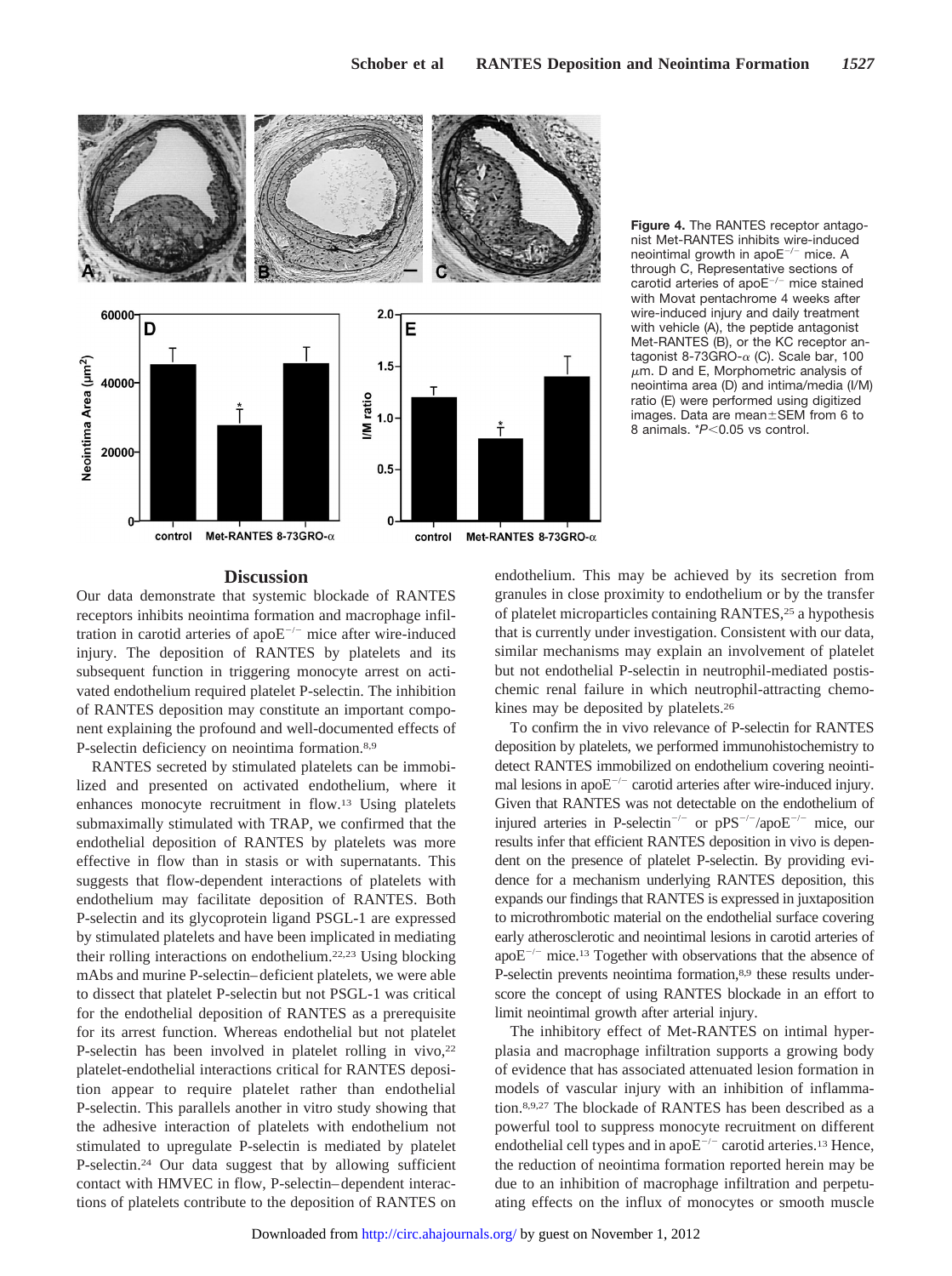**Figure 4.** The RANTES receptor antagonist Met-RANTES inhibits wire-induced neointimal growth in apo$E^{-/-}$ mice. A through C, Representative sections of carotid arteries of apo$E^{-/-}$ mice stained with Movat pentachrome 4 weeks after wire-induced injury and daily treatment with vehicle (A), the peptide antagonist Met-RANTES (B), or the KC receptor antagonist 8-73GRO-$\alpha$ (C). Scale bar, 100 $\mu$m. D and E, Morphometric analysis of neointima area (D) and intima/media (I/M) ratio (E) were performed using digitized images. Data are mean$\pm$SEM from 6 to 8 animals. *$P<0.05$ vs control.

## Discussion

Our data demonstrate that systemic blockade of RANTES receptors inhibits neointima formation and macrophage infiltration in carotid arteries of apo$E^{-/-}$ mice after wire-induced injury. The deposition of RANTES by platelets and its subsequent function in triggering monocyte arrest on activated endothelium required platelet P-selectin. The inhibition of RANTES deposition may constitute an important component explaining the profound and well-documented effects of P-selectin deficiency on neointima formation.[8,9]

RANTES secreted by stimulated platelets can be immobilized and presented on activated endothelium, where it enhances monocyte recruitment in flow.[13] Using platelets submaximally stimulated with TRAP, we confirmed that the endothelial deposition of RANTES by platelets was more effective in flow than in stasis or with supernatants. This suggests that flow-dependent interactions of platelets with endothelium may facilitate deposition of RANTES. Both P-selectin and its glycoprotein ligand PSGL-1 are expressed by stimulated platelets and have been implicated in mediating their rolling interactions on endothelium.[22,23] Using blocking mAbs and murine P-selectin–deficient platelets, we were able to dissect that platelet P-selectin but not PSGL-1 was critical for the endothelial deposition of RANTES as a prerequisite for its arrest function. Whereas endothelial but not platelet P-selectin has been involved in platelet rolling in vivo,[22] platelet-endothelial interactions critical for RANTES deposition appear to require platelet rather than endothelial P-selectin. This parallels another in vitro study showing that the adhesive interaction of platelets with endothelium not stimulated to upregulate P-selectin is mediated by platelet P-selectin.[24] Our data suggest that by allowing sufficient contact with HMVEC in flow, P-selectin–dependent interactions of platelets contribute to the deposition of RANTES on endothelium. This may be achieved by its secretion from granules in close proximity to endothelium or by the transfer of platelet microparticles containing RANTES,[25] a hypothesis that is currently under investigation. Consistent with our data, similar mechanisms may explain an involvement of platelet but not endothelial P-selectin in neutrophil-mediated postischemic renal failure in which neutrophil-attracting chemokines may be deposited by platelets.[26]

To confirm the in vivo relevance of P-selectin for RANTES deposition by platelets, we performed immunohistochemistry to detect RANTES immobilized on endothelium covering neointimal lesions in apo$E^{-/-}$ carotid arteries after wire-induced injury. Given that RANTES was not detectable on the endothelium of injured arteries in P-selectin$^{-/-}$ or pPS$^{-/-}$/apo$E^{-/-}$ mice, our results infer that efficient RANTES deposition in vivo is dependent on the presence of platelet P-selectin. By providing evidence for a mechanism underlying RANTES deposition, this expands our findings that RANTES is expressed in juxtaposition to microthrombotic material on the endothelial surface covering early atherosclerotic and neointimal lesions in carotid arteries of apo$E^{-/-}$ mice.[13] Together with observations that the absence of P-selectin prevents neointima formation,[8,9] these results underscore the concept of using RANTES blockade in an effort to limit neointimal growth after arterial injury.

The inhibitory effect of Met-RANTES on intimal hyperplasia and macrophage infiltration supports a growing body of evidence that has associated attenuated lesion formation in models of vascular injury with an inhibition of inflammation.[8,9,27] The blockade of RANTES has been described as a powerful tool to suppress monocyte recruitment on different endothelial cell types and in apo$E^{-/-}$ carotid arteries.[13] Hence, the reduction of neointima formation reported herein may be due to an inhibition of macrophage infiltration and perpetuating effects on the influx of monocytes or smooth muscle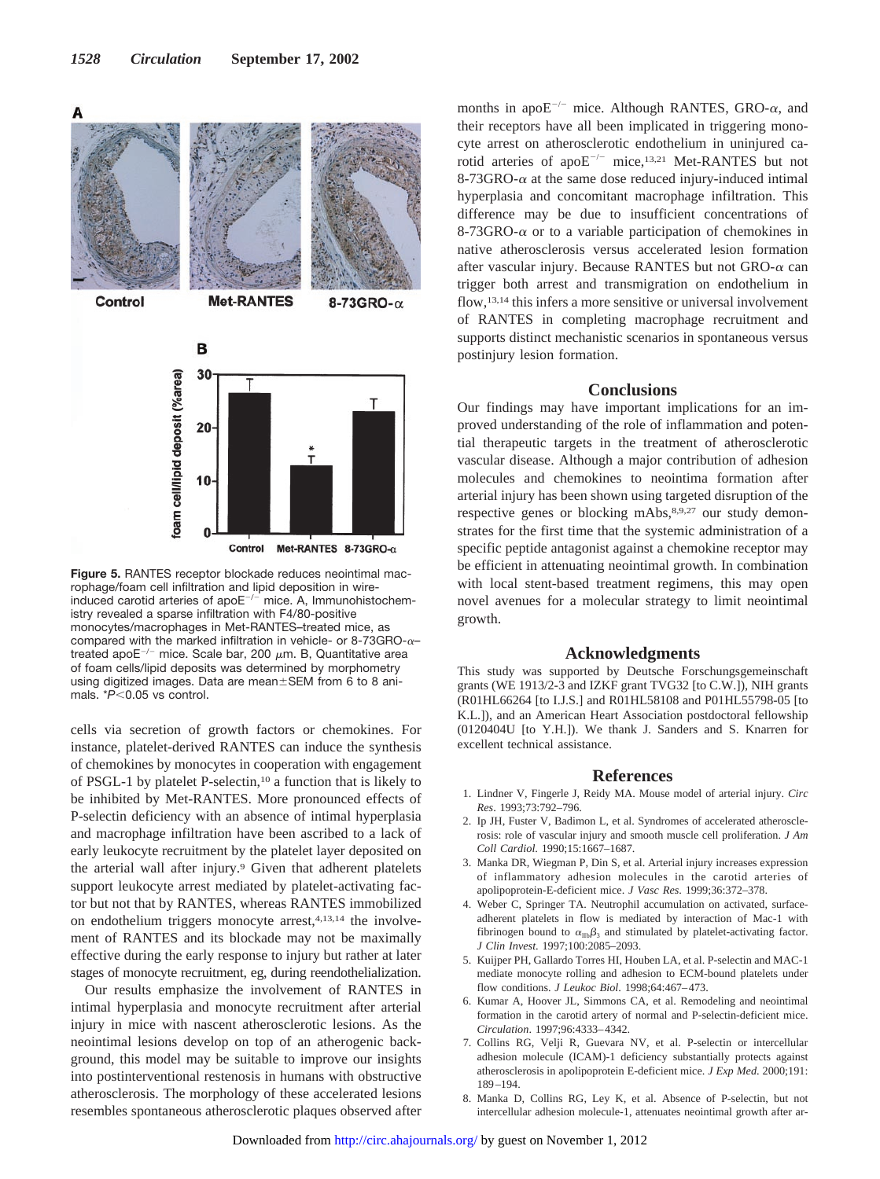A

Control Met-RANTES 8-73GRO-α

B

Figure 5. RANTES receptor blockade reduces neointimal macrophage/foam cell infiltration and lipid deposition in wire-induced carotid arteries of apoE$^{-/-}$ mice. A, Immunohistochemistry revealed a sparse infiltration with F4/80-positive monocytes/macrophages in Met-RANTES–treated mice, as compared with the marked infiltration in vehicle- or 8-73GRO-α–treated apoE$^{-/-}$ mice. Scale bar, 200 μm. B, Quantitative area of foam cells/lipid deposits was determined by morphometry using digitized images. Data are mean±SEM from 6 to 8 animals. *$P<0.05$ vs control.

cells via secretion of growth factors or chemokines. For instance, platelet-derived RANTES can induce the synthesis of chemokines by monocytes in cooperation with engagement of PSGL-1 by platelet P-selectin,[10] a function that is likely to be inhibited by Met-RANTES. More pronounced effects of P-selectin deficiency with an absence of intimal hyperplasia and macrophage infiltration have been ascribed to a lack of early leukocyte recruitment by the platelet layer deposited on the arterial wall after injury.[9] Given that adherent platelets support leukocyte arrest mediated by platelet-activating factor but not that by RANTES, whereas RANTES immobilized on endothelium triggers monocyte arrest,[4,13,14] the involvement of RANTES and its blockade may not be maximally effective during the early response to injury but rather at later stages of monocyte recruitment, eg, during reendothelialization.

Our results emphasize the involvement of RANTES in intimal hyperplasia and monocyte recruitment after arterial injury in mice with nascent atherosclerotic lesions. As the neointimal lesions develop on top of an atherogenic background, this model may be suitable to improve our insights into postinterventional restenosis in humans with obstructive atherosclerosis. The morphology of these accelerated lesions resembles spontaneous atherosclerotic plaques observed after months in apoE$^{-/-}$ mice. Although RANTES, GRO-α, and their receptors have all been implicated in triggering monocyte arrest on atherosclerotic endothelium in uninjured carotid arteries of apoE$^{-/-}$ mice,[13,21] Met-RANTES but not 8-73GRO-α at the same dose reduced injury-induced intimal hyperplasia and concomitant macrophage infiltration. This difference may be due to insufficient concentrations of 8-73GRO-α or to a variable participation of chemokines in native atherosclerosis versus accelerated lesion formation after vascular injury. Because RANTES but not GRO-α can trigger both arrest and transmigration on endothelium in flow,[13,14] this infers a more sensitive or universal involvement of RANTES in completing macrophage recruitment and supports distinct mechanistic scenarios in spontaneous versus postinjury lesion formation.

## Conclusions

Our findings may have important implications for an improved understanding of the role of inflammation and potential therapeutic targets in the treatment of atherosclerotic vascular disease. Although a major contribution of adhesion molecules and chemokines to neointima formation after arterial injury has been shown using targeted disruption of the respective genes or blocking mAbs,[8,9,27] our study demonstrates for the first time that the systemic administration of a specific peptide antagonist against a chemokine receptor may be efficient in attenuating neointimal growth. In combination with local stent-based treatment regimens, this may open novel avenues for a molecular strategy to limit neointimal growth.

## Acknowledgments

This study was supported by Deutsche Forschungsgemeinschaft grants (WE 1913/2-3 and IZKF grant TVG32 [to C.W.]), NIH grants (R01HL66264 [to I.J.S.] and R01HL58108 and P01HL55798-05 [to K.L.]), and an American Heart Association postdoctoral fellowship (0120404U [to Y.H.]). We thank J. Sanders and S. Knarren for excellent technical assistance.

## References

1. Lindner V, Fingerle J, Reidy MA. Mouse model of arterial injury. *Circ Res*. 1993;73:792–796.
2. Ip JH, Fuster V, Badimon L, et al. Syndromes of accelerated atherosclerosis: role of vascular injury and smooth muscle cell proliferation. *J Am Coll Cardiol*. 1990;15:1667–1687.
3. Manka DR, Wiegman P, Din S, et al. Arterial injury increases expression of inflammatory adhesion molecules in the carotid arteries of apolipoprotein-E-deficient mice. *J Vasc Res*. 1999;36:372–378.
4. Weber C, Springer TA. Neutrophil accumulation on activated, surface-adherent platelets in flow is mediated by interaction of Mac-1 with fibrinogen bound to $\alpha_{IIb}\beta_3$ and stimulated by platelet-activating factor. *J Clin Invest*. 1997;100:2085–2093.
5. Kuijper PH, Gallardo Torres HI, Houben LA, et al. P-selectin and MAC-1 mediate monocyte rolling and adhesion to ECM-bound platelets under flow conditions. *J Leukoc Biol*. 1998;64:467–473.
6. Kumar A, Hoover JL, Simmons CA, et al. Remodeling and neointimal formation in the carotid artery of normal and P-selectin-deficient mice. *Circulation*. 1997;96:4333–4342.
7. Collins RG, Velji R, Guevara NV, et al. P-selectin or intercellular adhesion molecule (ICAM)-1 deficiency substantially protects against atherosclerosis in apolipoprotein E-deficient mice. *J Exp Med*. 2000;191:189–194.
8. Manka D, Collins RG, Ley K, et al. Absence of P-selectin, but not intercellular adhesion molecule-1, attenuates neointimal growth after ar-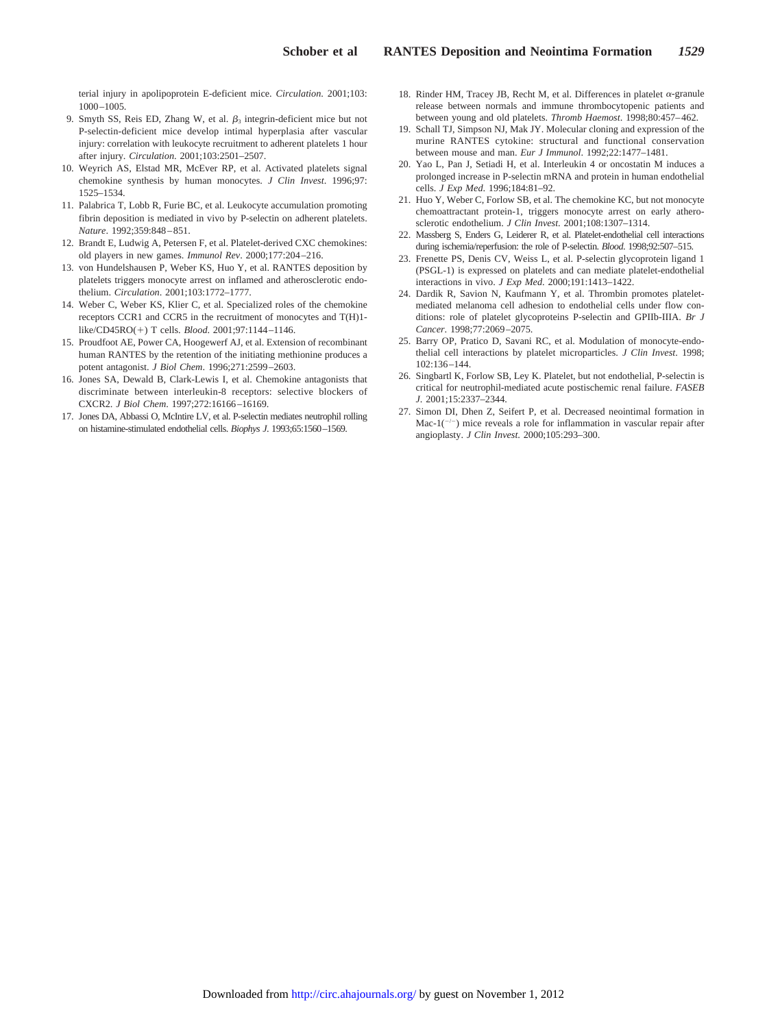terial injury in apolipoprotein E-deficient mice. *Circulation*. 2001;103: 1000–1005.

9. Smyth SS, Reis ED, Zhang W, et al. $\beta_3$ integrin-deficient mice but not P-selectin-deficient mice develop intimal hyperplasia after vascular injury: correlation with leukocyte recruitment to adherent platelets 1 hour after injury. *Circulation*. 2001;103:2501–2507.
10. Weyrich AS, Elstad MR, McEver RP, et al. Activated platelets signal chemokine synthesis by human monocytes. *J Clin Invest*. 1996;97: 1525–1534.
11. Palabrica T, Lobb R, Furie BC, et al. Leukocyte accumulation promoting fibrin deposition is mediated in vivo by P-selectin on adherent platelets. *Nature*. 1992;359:848–851.
12. Brandt E, Ludwig A, Petersen F, et al. Platelet-derived CXC chemokines: old players in new games. *Immunol Rev*. 2000;177:204–216.
13. von Hundelshausen P, Weber KS, Huo Y, et al. RANTES deposition by platelets triggers monocyte arrest on inflamed and atherosclerotic endothelium. *Circulation*. 2001;103:1772–1777.
14. Weber C, Weber KS, Klier C, et al. Specialized roles of the chemokine receptors CCR1 and CCR5 in the recruitment of monocytes and T(H)1-like/CD45RO(+) T cells. *Blood*. 2001;97:1144–1146.
15. Proudfoot AE, Power CA, Hoogewerf AJ, et al. Extension of recombinant human RANTES by the retention of the initiating methionine produces a potent antagonist. *J Biol Chem*. 1996;271:2599–2603.
16. Jones SA, Dewald B, Clark-Lewis I, et al. Chemokine antagonists that discriminate between interleukin-8 receptors: selective blockers of CXCR2. *J Biol Chem*. 1997;272:16166–16169.
17. Jones DA, Abbassi O, McIntire LV, et al. P-selectin mediates neutrophil rolling on histamine-stimulated endothelial cells. *Biophys J*. 1993;65:1560–1569.
18. Rinder HM, Tracey JB, Recht M, et al. Differences in platelet α-granule release between normals and immune thrombocytopenic patients and between young and old platelets. *Thromb Haemost*. 1998;80:457–462.
19. Schall TJ, Simpson NJ, Mak JY. Molecular cloning and expression of the murine RANTES cytokine: structural and functional conservation between mouse and man. *Eur J Immunol*. 1992;22:1477–1481.
20. Yao L, Pan J, Setiadi H, et al. Interleukin 4 or oncostatin M induces a prolonged increase in P-selectin mRNA and protein in human endothelial cells. *J Exp Med*. 1996;184:81–92.
21. Huo Y, Weber C, Forlow SB, et al. The chemokine KC, but not monocyte chemoattractant protein-1, triggers monocyte arrest on early atherosclerotic endothelium. *J Clin Invest*. 2001;108:1307–1314.
22. Massberg S, Enders G, Leiderer R, et al. Platelet-endothelial cell interactions during ischemia/reperfusion: the role of P-selectin. *Blood*. 1998;92:507–515.
23. Frenette PS, Denis CV, Weiss L, et al. P-selectin glycoprotein ligand 1 (PSGL-1) is expressed on platelets and can mediate platelet-endothelial interactions in vivo. *J Exp Med*. 2000;191:1413–1422.
24. Dardik R, Savion N, Kaufmann Y, et al. Thrombin promotes platelet-mediated melanoma cell adhesion to endothelial cells under flow conditions: role of platelet glycoproteins P-selectin and GPIIb-IIIA. *Br J Cancer*. 1998;77:2069–2075.
25. Barry OP, Pratico D, Savani RC, et al. Modulation of monocyte-endothelial cell interactions by platelet microparticles. *J Clin Invest*. 1998; 102:136–144.
26. Singbartl K, Forlow SB, Ley K. Platelet, but not endothelial, P-selectin is critical for neutrophil-mediated acute postischemic renal failure. *FASEB J*. 2001;15:2337–2344.
27. Simon DI, Dhen Z, Seifert P, et al. Decreased neointimal formation in Mac-1$^{(-/-)}$ mice reveals a role for inflammation in vascular repair after angioplasty. *J Clin Invest*. 2000;105:293–300.